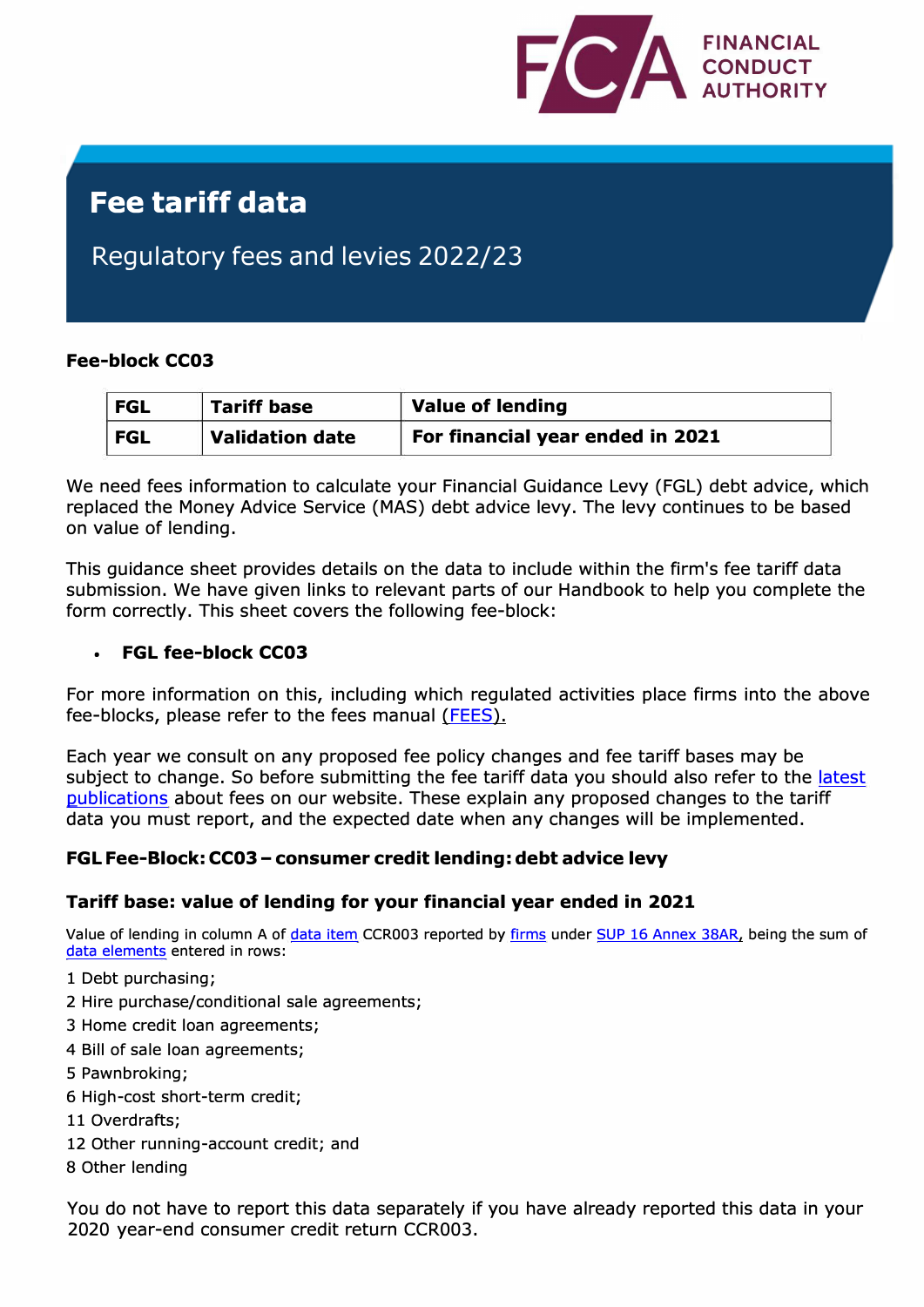# Fee tariff data

## Regulatory fees and levies 2022/23

**Fee-block CC03**

| FGL | Tariff base | Value of lending |
|---|---|---|
| **FGL** | **Validation date** | **For financial year ended in 2021** |

We need fees information to calculate your Financial Guidance Levy (FGL) debt advice, which replaced the Money Advice Service (MAS) debt advice levy. The levy continues to be based on value of lending.

This guidance sheet provides details on the data to include within the firm's fee tariff data submission. We have given links to relevant parts of our Handbook to help you complete the form correctly. This sheet covers the following fee-block:

- **FGL fee-block CC03**

For more information on this, including which regulated activities place firms into the above fee-blocks, please refer to the fees manual (FEES).

Each year we consult on any proposed fee policy changes and fee tariff bases may be subject to change. So before submitting the fee tariff data you should also refer to the latest publications about fees on our website. These explain any proposed changes to the tariff data you must report, and the expected date when any changes will be implemented.

**FGL Fee-Block: CC03 – consumer credit lending: debt advice levy**

**Tariff base: value of lending for your financial year ended in 2021**

Value of lending in column A of data item CCR003 reported by firms under SUP 16 Annex 38AR, being the sum of data elements entered in rows:

1 Debt purchasing;
2 Hire purchase/conditional sale agreements;
3 Home credit loan agreements;
4 Bill of sale loan agreements;
5 Pawnbroking;
6 High-cost short-term credit;
11 Overdrafts;
12 Other running-account credit; and
8 Other lending

You do not have to report this data separately if you have already reported this data in your 2020 year-end consumer credit return CCR003.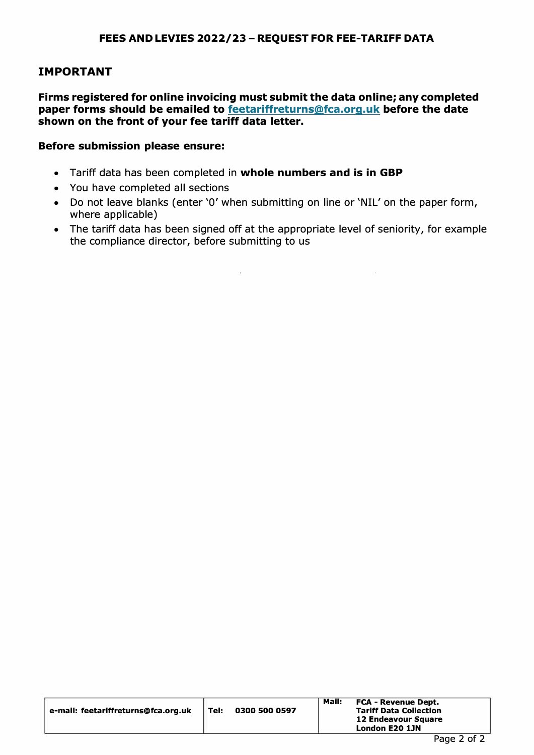**FEES AND LEVIES 2022/23 – REQUEST FOR FEE-TARIFF DATA**

## IMPORTANT

**Firms registered for online invoicing must submit the data online; any completed paper forms should be emailed to feetariffreturns@fca.org.uk before the date shown on the front of your fee tariff data letter.**

**Before submission please ensure:**

- Tariff data has been completed in **whole numbers and is in GBP**
- You have completed all sections
- Do not leave blanks (enter '0' when submitting on line or 'NIL' on the paper form, where applicable)
- The tariff data has been signed off at the appropriate level of seniority, for example the compliance director, before submitting to us

| | | |
|---|---|---|
| **e-mail: feetariffreturns@fca.org.uk** | **Tel: 0300 500 0597** | **Mail: FCA - Revenue Dept. Tariff Data Collection 12 Endeavour Square London E20 1JN** |